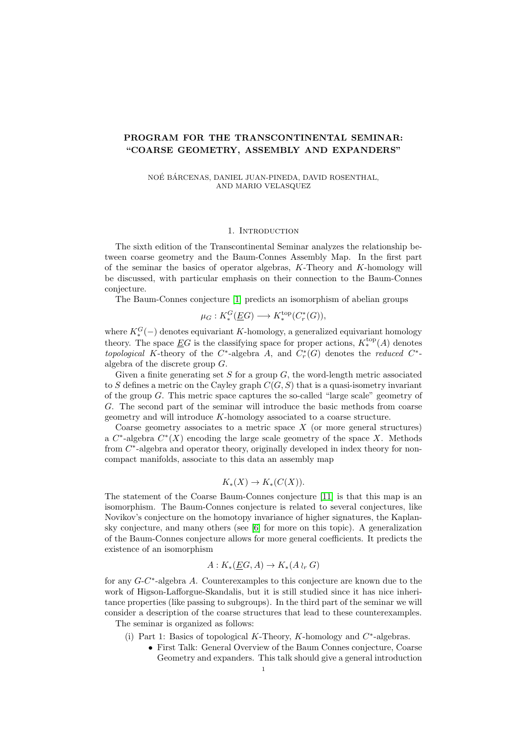# PROGRAM FOR THE TRANSCONTINENTAL SEMINAR: "COARSE GEOMETRY, ASSEMBLY AND EXPANDERS"

NOÉ BÁRCENAS, DANIEL JUAN-PINEDA, DAVID ROSENTHAL, AND MARIO VELASQUEZ

## 1. Introduction

The sixth edition of the Transcontinental Seminar analyzes the relationship between coarse geometry and the Baum-Connes Assembly Map. In the first part of the seminar the basics of operator algebras, $K$-Theory and $K$-homology will be discussed, with particular emphasis on their connection to the Baum-Connes conjecture.

The Baum-Connes conjecture [1] predicts an isomorphism of abelian groups

$$\mu_G : K_*^G(\underline{E}G) \longrightarrow K_*^{\mathrm{top}}(C_r^*(G)),$$

where $K_*^G(-)$ denotes equivariant $K$-homology, a generalized equivariant homology theory. The space $\underline{E}G$ is the classifying space for proper actions, $K_*^{\mathrm{top}}(A)$ denotes *topological* $K$-theory of the $C^*$-algebra $A$, and $C_r^*(G)$ denotes the *reduced* $C^*$-algebra of the discrete group $G$.

Given a finite generating set $S$ for a group $G$, the word-length metric associated to $S$ defines a metric on the Cayley graph $C(G, S)$ that is a quasi-isometry invariant of the group $G$. This metric space captures the so-called "large scale" geometry of $G$. The second part of the seminar will introduce the basic methods from coarse geometry and will introduce $K$-homology associated to a coarse structure.

Coarse geometry associates to a metric space $X$ (or more general structures) a $C^*$-algebra $C^*(X)$ encoding the large scale geometry of the space $X$. Methods from $C^*$-algebra and operator theory, originally developed in index theory for non-compact manifolds, associate to this data an assembly map

$$K_*(X) \to K_*(C(X)).$$

The statement of the Coarse Baum-Connes conjecture [11] is that this map is an isomorphism. The Baum-Connes conjecture is related to several conjectures, like Novikov's conjecture on the homotopy invariance of higher signatures, the Kaplansky conjecture, and many others (see [6] for more on this topic). A generalization of the Baum-Connes conjecture allows for more general coefficients. It predicts the existence of an isomorphism

$$A : K_*(\underline{E}G, A) \to K_*(A \wr_r G)$$

for any $G$-$C^*$-algebra $A$. Counterexamples to this conjecture are known due to the work of Higson-Lafforgue-Skandalis, but it is still studied since it has nice inheritance properties (like passing to subgroups). In the third part of the seminar we will consider a description of the coarse structures that lead to these counterexamples.

The seminar is organized as follows:

(i) Part 1: Basics of topological $K$-Theory, $K$-homology and $C^*$-algebras.
  - First Talk: General Overview of the Baum Connes conjecture, Coarse Geometry and expanders. This talk should give a general introduction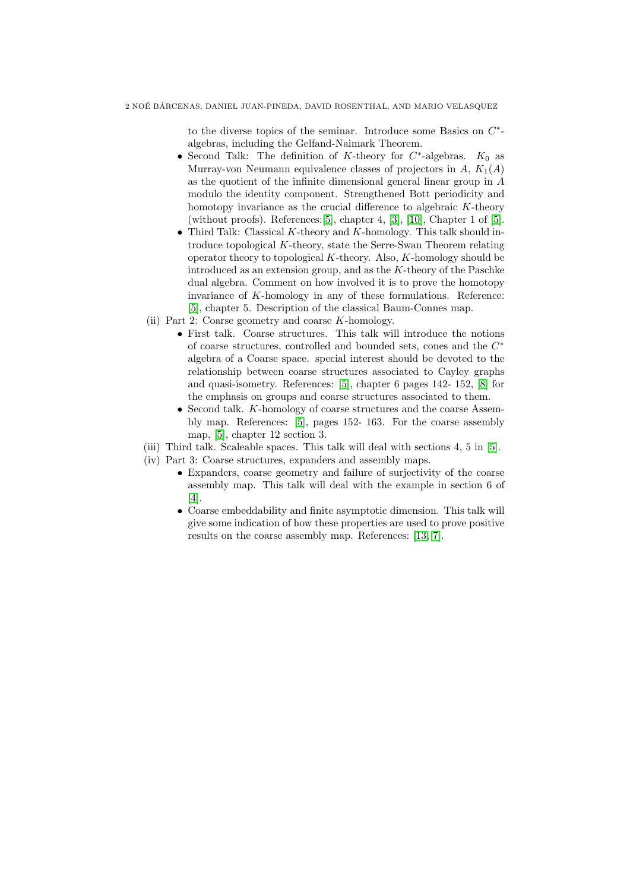to the diverse topics of the seminar. Introduce some Basics on $C^*$-algebras, including the Gelfand-Naimark Theorem.

- Second Talk: The definition of $K$-theory for $C^*$-algebras. $K_0$ as Murray-von Neumann equivalence classes of projectors in $A$, $K_1(A)$ as the quotient of the infinite dimensional general linear group in $A$ modulo the identity component. Strengthened Bott periodicity and homotopy invariance as the crucial difference to algebraic $K$-theory (without proofs). References:[5], chapter 4, [3], [10], Chapter 1 of [5].
- Third Talk: Classical $K$-theory and $K$-homology. This talk should introduce topological $K$-theory, state the Serre-Swan Theorem relating operator theory to topological $K$-theory. Also, $K$-homology should be introduced as an extension group, and as the $K$-theory of the Paschke dual algebra. Comment on how involved it is to prove the homotopy invariance of $K$-homology in any of these formulations. Reference: [5], chapter 5. Description of the classical Baum-Connes map.

(ii) Part 2: Coarse geometry and coarse $K$-homology.

- First talk. Coarse structures. This talk will introduce the notions of coarse structures, controlled and bounded sets, cones and the $C^*$ algebra of a Coarse space. special interest should be devoted to the relationship between coarse structures associated to Cayley graphs and quasi-isometry. References: [5], chapter 6 pages 142- 152, [8] for the emphasis on groups and coarse structures associated to them.
- Second talk. $K$-homology of coarse structures and the coarse Assembly map. References: [5], pages 152- 163. For the coarse assembly map, [5], chapter 12 section 3.

(iii) Third talk. Scaleable spaces. This talk will deal with sections 4, 5 in [5].

(iv) Part 3: Coarse structures, expanders and assembly maps.

- Expanders, coarse geometry and failure of surjectivity of the coarse assembly map. This talk will deal with the example in section 6 of [4].
- Coarse embeddability and finite asymptotic dimension. This talk will give some indication of how these properties are used to prove positive results on the coarse assembly map. References: [13, 7].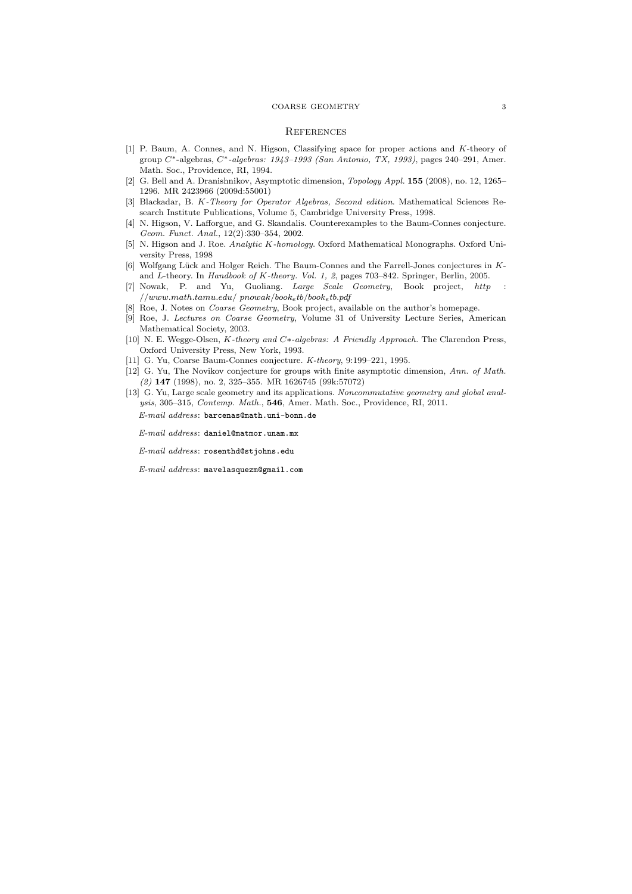## References

[1] P. Baum, A. Connes, and N. Higson, Classifying space for proper actions and $K$-theory of group $C^*$-algebras, *$C^*$-algebras: 1943–1993 (San Antonio, TX, 1993)*, pages 240–291, Amer. Math. Soc., Providence, RI, 1994.

[2] G. Bell and A. Dranishnikov, Asymptotic dimension, *Topology Appl.* **155** (2008), no. 12, 1265–1296. MR 2423966 (2009d:55001)

[3] Blackadar, B. *K-Theory for Operator Algebras, Second edition*. Mathematical Sciences Research Institute Publications, Volume 5, Cambridge University Press, 1998.

[4] N. Higson, V. Lafforgue, and G. Skandalis. Counterexamples to the Baum-Connes conjecture. *Geom. Funct. Anal.*, 12(2):330–354, 2002.

[5] N. Higson and J. Roe. *Analytic K-homology.* Oxford Mathematical Monographs. Oxford University Press, 1998

[6] Wolfgang Lück and Holger Reich. The Baum-Connes and the Farrell-Jones conjectures in $K$- and $L$-theory. In *Handbook of K-theory. Vol. 1, 2*, pages 703–842. Springer, Berlin, 2005.

[7] Nowak, P. and Yu, Guoliang. *Large Scale Geometry*, Book project, *http : //www.math.tamu.edu/ pnowak/book$_e$tb/book$_e$tb.pdf*

[8] Roe, J. Notes on *Coarse Geometry*, Book project, available on the author's homepage.

[9] Roe, J. *Lectures on Coarse Geometry*, Volume 31 of University Lecture Series, American Mathematical Society, 2003.

[10] N. E. Wegge-Olsen, *K-theory and C∗-algebras: A Friendly Approach.* The Clarendon Press, Oxford University Press, New York, 1993.

[11] G. Yu, Coarse Baum-Connes conjecture. *K-theory*, 9:199–221, 1995.

[12] G. Yu, The Novikov conjecture for groups with finite asymptotic dimension, *Ann. of Math. (2)* **147** (1998), no. 2, 325–355. MR 1626745 (99k:57072)

[13] G. Yu, Large scale geometry and its applications. *Noncommutative geometry and global analysis*, 305–315, *Contemp. Math.*, **546**, Amer. Math. Soc., Providence, RI, 2011.

*E-mail address*: barcenas@math.uni-bonn.de

*E-mail address*: daniel@matmor.unam.mx

*E-mail address*: rosenthd@stjohns.edu

*E-mail address*: mavelasquezm@gmail.com